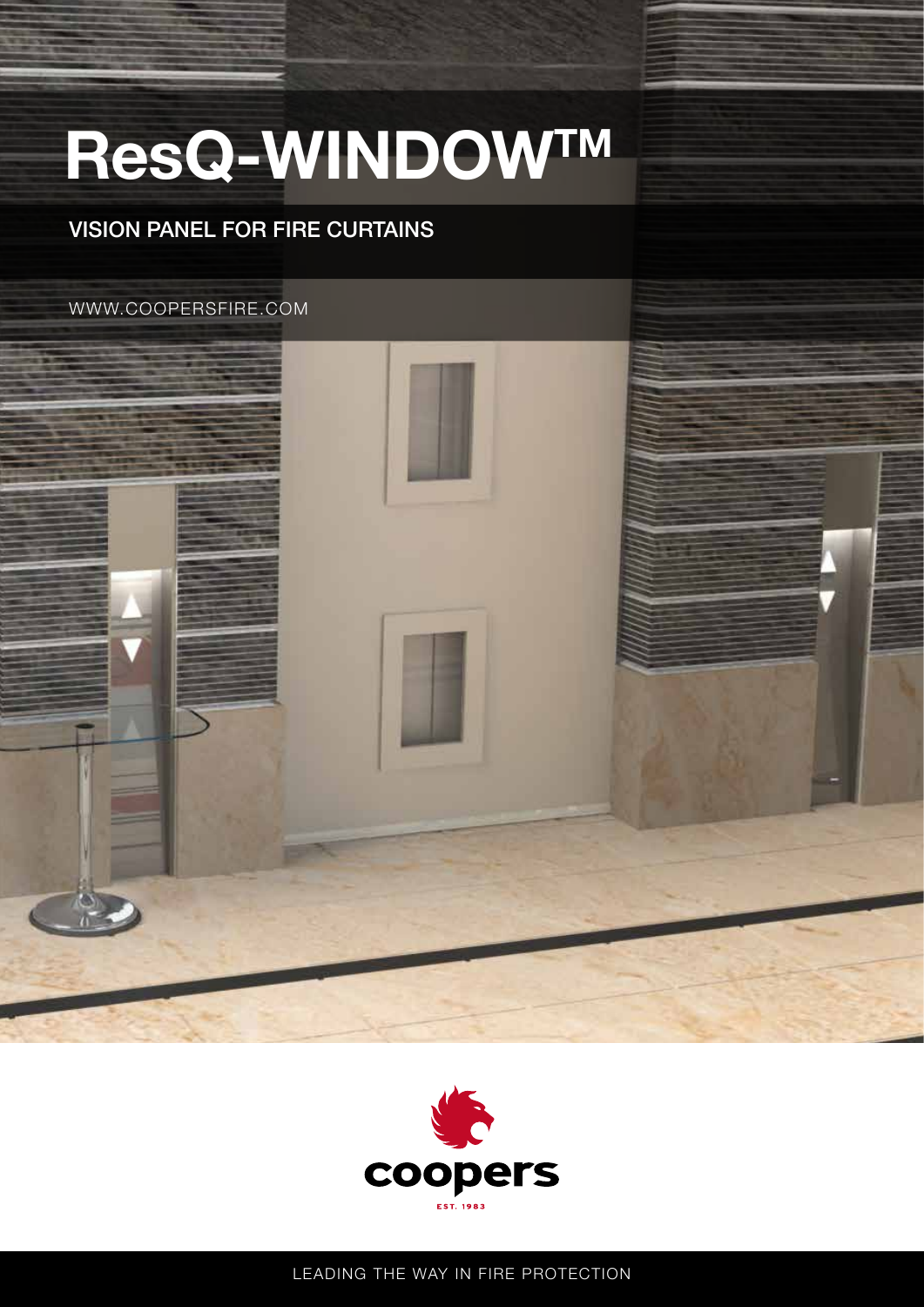# ResQ-WINDOW™

## VISION PANEL FOR FIRE CURTAINS

WWW.COOPERSFIRE.COM

coopers

EST. 1983

LEADING THE WAY IN FIRE PROTECTION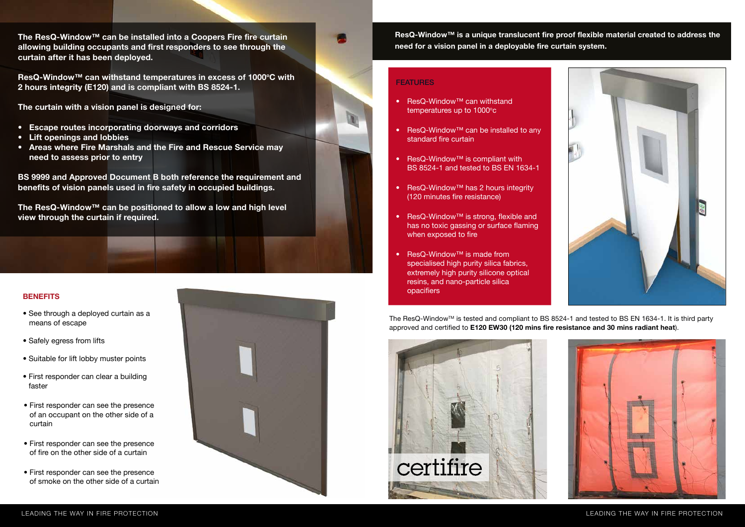**The ResQ-Window™ can be installed into a Coopers Fire fire curtain allowing building occupants and first responders to see through the curtain after it has been deployed.**

**ResQ-Window™ can withstand temperatures in excess of 1000°C with 2 hours integrity (E120) and is compliant with BS 8524-1.**

**The curtain with a vision panel is designed for:**

- **Escape routes incorporating doorways and corridors**
- **Lift openings and lobbies**
- **Areas where Fire Marshals and the Fire and Rescue Service may need to assess prior to entry**

**BS 9999 and Approved Document B both reference the requirement and benefits of vision panels used in fire safety in occupied buildings.**

**The ResQ-Window™ can be positioned to allow a low and high level view through the curtain if required.**

## BENEFITS

- See through a deployed curtain as a means of escape
- Safely egress from lifts
- Suitable for lift lobby muster points
- First responder can clear a building faster
- First responder can see the presence of an occupant on the other side of a curtain
- First responder can see the presence of fire on the other side of a curtain
- First responder can see the presence of smoke on the other side of a curtain

**ResQ-Window™ is a unique translucent fire proof flexible material created to address the need for a vision panel in a deployable fire curtain system.**

## FEATURES

- ResQ-Window™ can withstand temperatures up to 1000°c
- ResQ-Window™ can be installed to any standard fire curtain
- ResQ-Window™ is compliant with BS 8524-1 and tested to BS EN 1634-1
- ResQ-Window™ has 2 hours integrity (120 minutes fire resistance)
- ResQ-Window™ is strong, flexible and has no toxic gassing or surface flaming when exposed to fire
- ResQ-Window™ is made from specialised high purity silica fabrics, extremely high purity silicone optical resins, and nano-particle silica opacifiers

The ResQ-Window™ is tested and compliant to BS 8524-1 and tested to BS EN 1634-1. It is third party approved and certified to **E120 EW30 (120 mins fire resistance and 30 mins radiant heat**).

certifire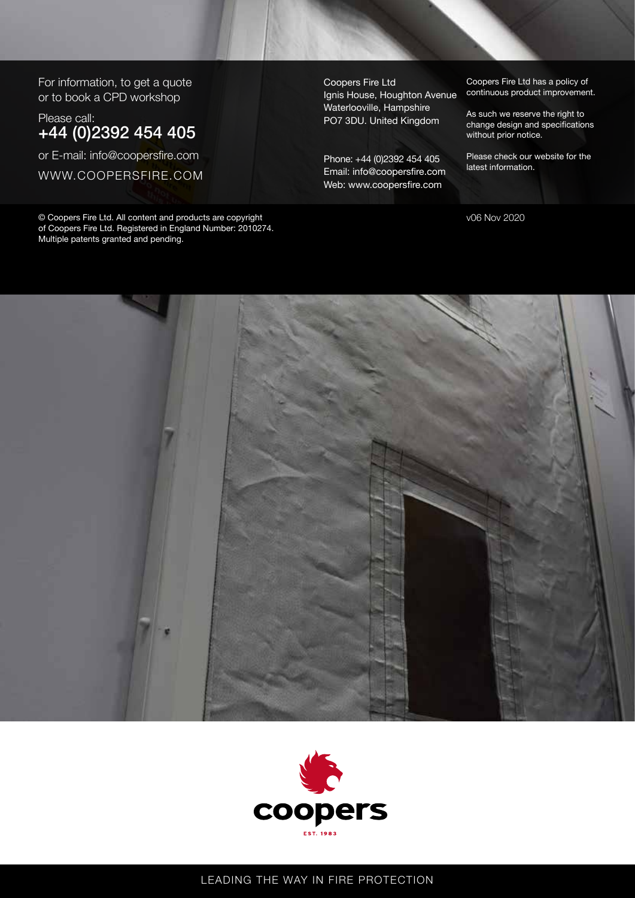For information, to get a quote or to book a CPD workshop

Please call:
**+44 (0)2392 454 405**

or E-mail: info@coopersfire.com

WWW.COOPERSFIRE.COM

Coopers Fire Ltd
Ignis House, Houghton Avenue
Waterlooville, Hampshire
PO7 3DU. United Kingdom

Phone: +44 (0)2392 454 405
Email: info@coopersfire.com
Web: www.coopersfire.com

Coopers Fire Ltd has a policy of continuous product improvement.

As such we reserve the right to change design and specifications without prior notice.

Please check our website for the latest information.

© Coopers Fire Ltd. All content and products are copyright of Coopers Fire Ltd. Registered in England Number: 2010274. Multiple patents granted and pending.

v06 Nov 2020

coopers

EST. 1983

LEADING THE WAY IN FIRE PROTECTION